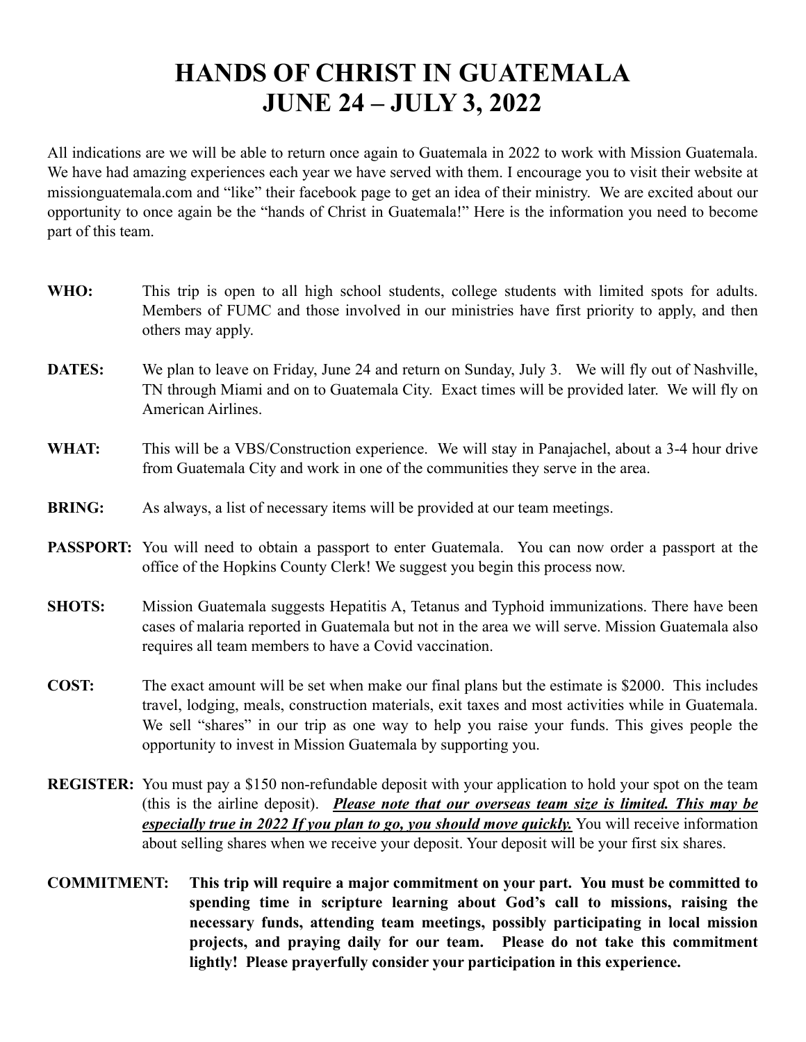# HANDS OF CHRIST IN GUATEMALA
# JUNE 24 – JULY 3, 2022

All indications are we will be able to return once again to Guatemala in 2022 to work with Mission Guatemala. We have had amazing experiences each year we have served with them. I encourage you to visit their website at missionguatemala.com and "like" their facebook page to get an idea of their ministry. We are excited about our opportunity to once again be the "hands of Christ in Guatemala!" Here is the information you need to become part of this team.

**WHO:** This trip is open to all high school students, college students with limited spots for adults. Members of FUMC and those involved in our ministries have first priority to apply, and then others may apply.

**DATES:** We plan to leave on Friday, June 24 and return on Sunday, July 3. We will fly out of Nashville, TN through Miami and on to Guatemala City. Exact times will be provided later. We will fly on American Airlines.

**WHAT:** This will be a VBS/Construction experience. We will stay in Panajachel, about a 3-4 hour drive from Guatemala City and work in one of the communities they serve in the area.

**BRING:** As always, a list of necessary items will be provided at our team meetings.

**PASSPORT:** You will need to obtain a passport to enter Guatemala. You can now order a passport at the office of the Hopkins County Clerk! We suggest you begin this process now.

**SHOTS:** Mission Guatemala suggests Hepatitis A, Tetanus and Typhoid immunizations. There have been cases of malaria reported in Guatemala but not in the area we will serve. Mission Guatemala also requires all team members to have a Covid vaccination.

**COST:** The exact amount will be set when make our final plans but the estimate is $2000. This includes travel, lodging, meals, construction materials, exit taxes and most activities while in Guatemala. We sell "shares" in our trip as one way to help you raise your funds. This gives people the opportunity to invest in Mission Guatemala by supporting you.

**REGISTER:** You must pay a $150 non-refundable deposit with your application to hold your spot on the team (this is the airline deposit). ***Please note that our overseas team size is limited. This may be especially true in 2022 If you plan to go, you should move quickly.*** You will receive information about selling shares when we receive your deposit. Your deposit will be your first six shares.

**COMMITMENT: This trip will require a major commitment on your part. You must be committed to spending time in scripture learning about God's call to missions, raising the necessary funds, attending team meetings, possibly participating in local mission projects, and praying daily for our team. Please do not take this commitment lightly! Please prayerfully consider your participation in this experience.**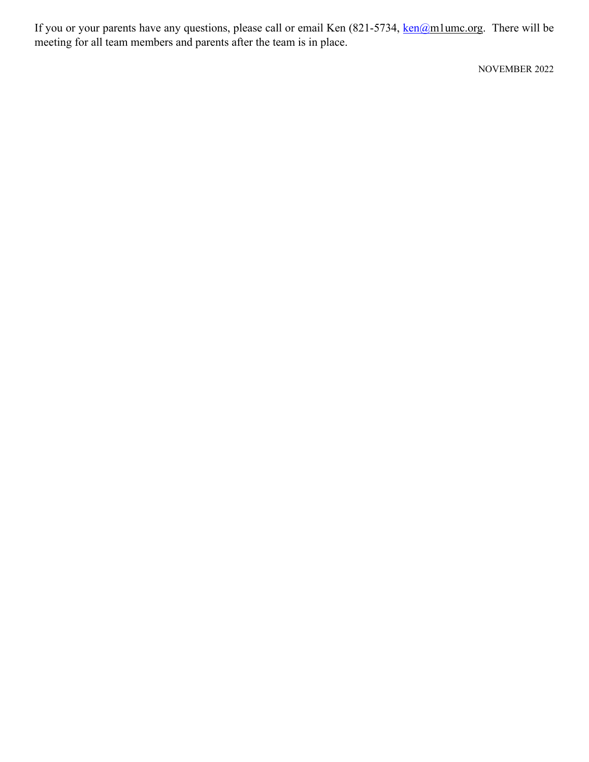If you or your parents have any questions, please call or email Ken (821-5734, ken@m1umc.org. There will be meeting for all team members and parents after the team is in place.

NOVEMBER 2022